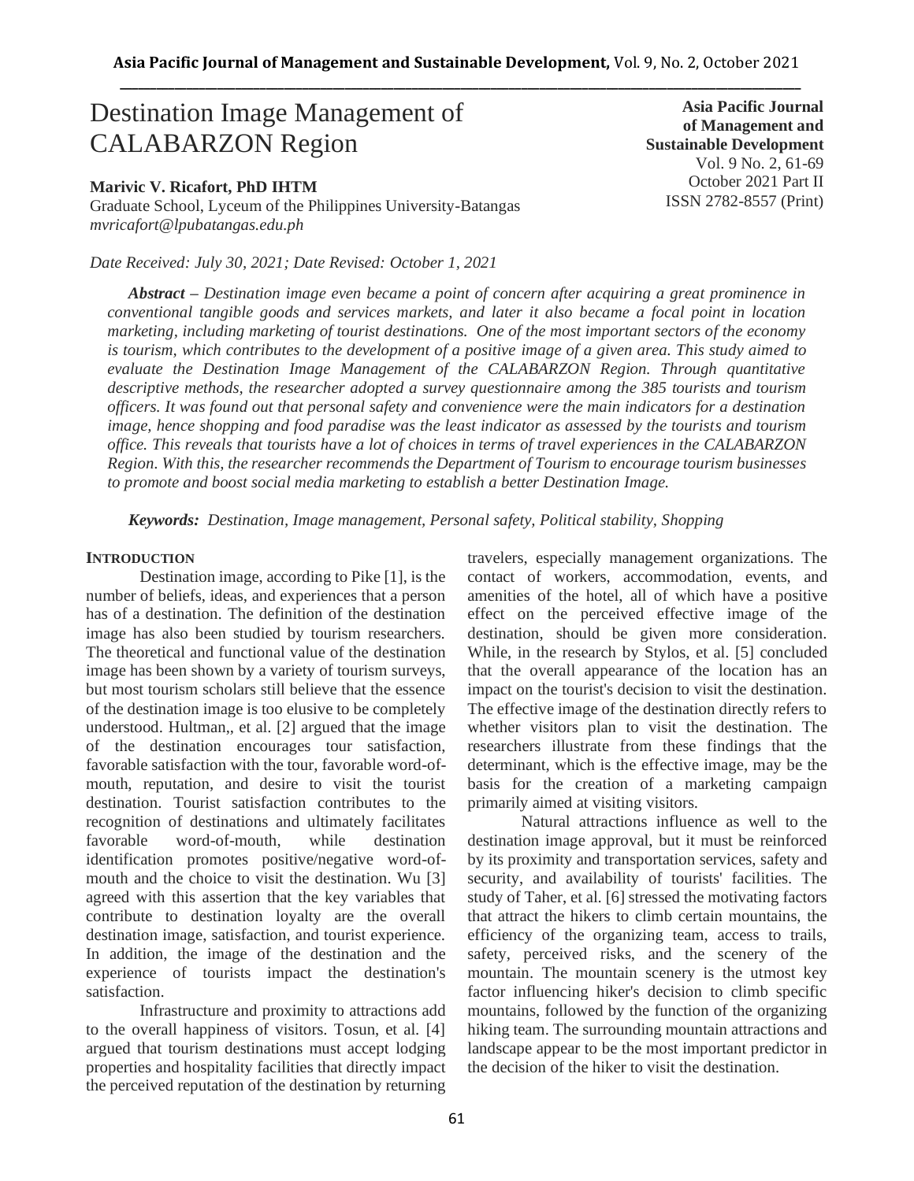# Destination Image Management of CALABARZON Region

**Marivic V. Ricafort, PhD IHTM**
Graduate School, Lyceum of the Philippines University-Batangas
*mvricafort@lpubatangas.edu.ph*

**Asia Pacific Journal of Management and Sustainable Development**
Vol. 9 No. 2, 61-69
October 2021 Part II
ISSN 2782-8557 (Print)

*Date Received: July 30, 2021; Date Revised: October 1, 2021*

***Abstract** – Destination image even became a point of concern after acquiring a great prominence in conventional tangible goods and services markets, and later it also became a focal point in location marketing, including marketing of tourist destinations. One of the most important sectors of the economy is tourism, which contributes to the development of a positive image of a given area. This study aimed to evaluate the Destination Image Management of the CALABARZON Region. Through quantitative descriptive methods, the researcher adopted a survey questionnaire among the 385 tourists and tourism officers. It was found out that personal safety and convenience were the main indicators for a destination image, hence shopping and food paradise was the least indicator as assessed by the tourists and tourism office. This reveals that tourists have a lot of choices in terms of travel experiences in the CALABARZON Region. With this, the researcher recommends the Department of Tourism to encourage tourism businesses to promote and boost social media marketing to establish a better Destination Image.*

***Keywords:** Destination, Image management, Personal safety, Political stability, Shopping*

## INTRODUCTION

Destination image, according to Pike [1], is the number of beliefs, ideas, and experiences that a person has of a destination. The definition of the destination image has also been studied by tourism researchers. The theoretical and functional value of the destination image has been shown by a variety of tourism surveys, but most tourism scholars still believe that the essence of the destination image is too elusive to be completely understood. Hultman,, et al. [2] argued that the image of the destination encourages tour satisfaction, favorable satisfaction with the tour, favorable word-of-mouth, reputation, and desire to visit the tourist destination. Tourist satisfaction contributes to the recognition of destinations and ultimately facilitates favorable word-of-mouth, while destination identification promotes positive/negative word-of-mouth and the choice to visit the destination. Wu [3] agreed with this assertion that the key variables that contribute to destination loyalty are the overall destination image, satisfaction, and tourist experience. In addition, the image of the destination and the experience of tourists impact the destination's satisfaction.

Infrastructure and proximity to attractions add to the overall happiness of visitors. Tosun, et al. [4] argued that tourism destinations must accept lodging properties and hospitality facilities that directly impact the perceived reputation of the destination by returning travelers, especially management organizations. The contact of workers, accommodation, events, and amenities of the hotel, all of which have a positive effect on the perceived effective image of the destination, should be given more consideration. While, in the research by Stylos, et al. [5] concluded that the overall appearance of the location has an impact on the tourist's decision to visit the destination. The effective image of the destination directly refers to whether visitors plan to visit the destination. The researchers illustrate from these findings that the determinant, which is the effective image, may be the basis for the creation of a marketing campaign primarily aimed at visiting visitors.

Natural attractions influence as well to the destination image approval, but it must be reinforced by its proximity and transportation services, safety and security, and availability of tourists' facilities. The study of Taher, et al. [6] stressed the motivating factors that attract the hikers to climb certain mountains, the efficiency of the organizing team, access to trails, safety, perceived risks, and the scenery of the mountain. The mountain scenery is the utmost key factor influencing hiker's decision to climb specific mountains, followed by the function of the organizing hiking team. The surrounding mountain attractions and landscape appear to be the most important predictor in the decision of the hiker to visit the destination.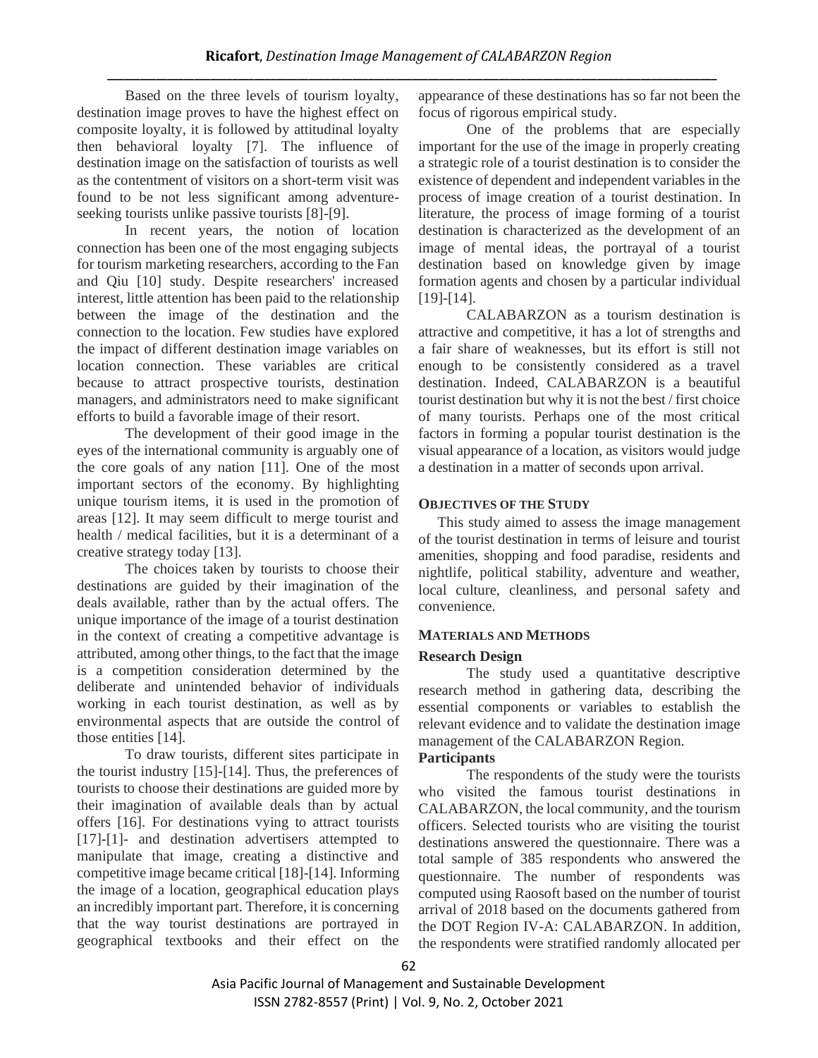Based on the three levels of tourism loyalty, destination image proves to have the highest effect on composite loyalty, it is followed by attitudinal loyalty then behavioral loyalty [7]. The influence of destination image on the satisfaction of tourists as well as the contentment of visitors on a short-term visit was found to be not less significant among adventure-seeking tourists unlike passive tourists [8]-[9].

In recent years, the notion of location connection has been one of the most engaging subjects for tourism marketing researchers, according to the Fan and Qiu [10] study. Despite researchers' increased interest, little attention has been paid to the relationship between the image of the destination and the connection to the location. Few studies have explored the impact of different destination image variables on location connection. These variables are critical because to attract prospective tourists, destination managers, and administrators need to make significant efforts to build a favorable image of their resort.

The development of their good image in the eyes of the international community is arguably one of the core goals of any nation [11]. One of the most important sectors of the economy. By highlighting unique tourism items, it is used in the promotion of areas [12]. It may seem difficult to merge tourist and health / medical facilities, but it is a determinant of a creative strategy today [13].

The choices taken by tourists to choose their destinations are guided by their imagination of the deals available, rather than by the actual offers. The unique importance of the image of a tourist destination in the context of creating a competitive advantage is attributed, among other things, to the fact that the image is a competition consideration determined by the deliberate and unintended behavior of individuals working in each tourist destination, as well as by environmental aspects that are outside the control of those entities [14].

To draw tourists, different sites participate in the tourist industry [15]-[14]. Thus, the preferences of tourists to choose their destinations are guided more by their imagination of available deals than by actual offers [16]. For destinations vying to attract tourists [17]-[1]- and destination advertisers attempted to manipulate that image, creating a distinctive and competitive image became critical [18]-[14]. Informing the image of a location, geographical education plays an incredibly important part. Therefore, it is concerning that the way tourist destinations are portrayed in geographical textbooks and their effect on the appearance of these destinations has so far not been the focus of rigorous empirical study.

One of the problems that are especially important for the use of the image in properly creating a strategic role of a tourist destination is to consider the existence of dependent and independent variables in the process of image creation of a tourist destination. In literature, the process of image forming of a tourist destination is characterized as the development of an image of mental ideas, the portrayal of a tourist destination based on knowledge given by image formation agents and chosen by a particular individual [19]-[14].

CALABARZON as a tourism destination is attractive and competitive, it has a lot of strengths and a fair share of weaknesses, but its effort is still not enough to be consistently considered as a travel destination. Indeed, CALABARZON is a beautiful tourist destination but why it is not the best / first choice of many tourists. Perhaps one of the most critical factors in forming a popular tourist destination is the visual appearance of a location, as visitors would judge a destination in a matter of seconds upon arrival.

## OBJECTIVES OF THE STUDY

This study aimed to assess the image management of the tourist destination in terms of leisure and tourist amenities, shopping and food paradise, residents and nightlife, political stability, adventure and weather, local culture, cleanliness, and personal safety and convenience.

## MATERIALS AND METHODS

### Research Design

The study used a quantitative descriptive research method in gathering data, describing the essential components or variables to establish the relevant evidence and to validate the destination image management of the CALABARZON Region.

### Participants

The respondents of the study were the tourists who visited the famous tourist destinations in CALABARZON, the local community, and the tourism officers. Selected tourists who are visiting the tourist destinations answered the questionnaire. There was a total sample of 385 respondents who answered the questionnaire. The number of respondents was computed using Raosoft based on the number of tourist arrival of 2018 based on the documents gathered from the DOT Region IV-A: CALABARZON. In addition, the respondents were stratified randomly allocated per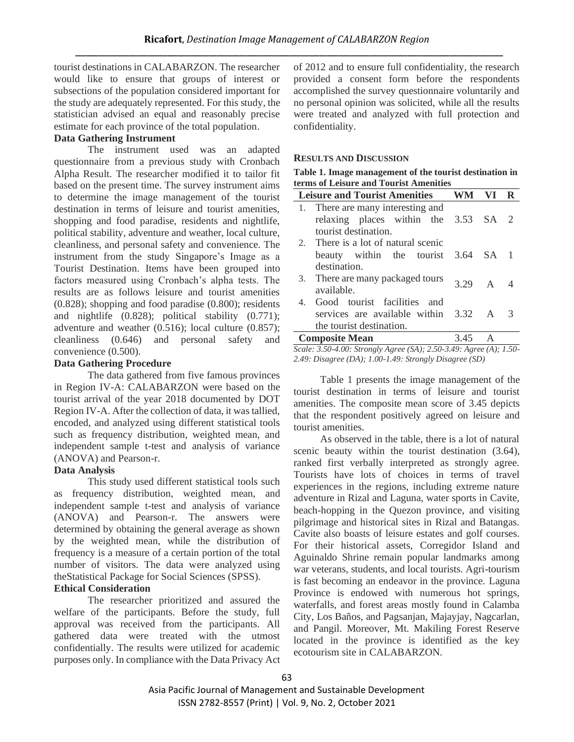tourist destinations in CALABARZON. The researcher would like to ensure that groups of interest or subsections of the population considered important for the study are adequately represented. For this study, the statistician advised an equal and reasonably precise estimate for each province of the total population.

**Data Gathering Instrument**

The instrument used was an adapted questionnaire from a previous study with Cronbach Alpha Result. The researcher modified it to tailor fit based on the present time. The survey instrument aims to determine the image management of the tourist destination in terms of leisure and tourist amenities, shopping and food paradise, residents and nightlife, political stability, adventure and weather, local culture, cleanliness, and personal safety and convenience. The instrument from the study Singapore's Image as a Tourist Destination. Items have been grouped into factors measured using Cronbach's alpha tests. The results are as follows leisure and tourist amenities (0.828); shopping and food paradise (0.800); residents and nightlife (0.828); political stability (0.771); adventure and weather (0.516); local culture (0.857); cleanliness (0.646) and personal safety and convenience (0.500).

**Data Gathering Procedure**

The data gathered from five famous provinces in Region IV-A: CALABARZON were based on the tourist arrival of the year 2018 documented by DOT Region IV-A. After the collection of data, it was tallied, encoded, and analyzed using different statistical tools such as frequency distribution, weighted mean, and independent sample t-test and analysis of variance (ANOVA) and Pearson-r.

**Data Analysis**

This study used different statistical tools such as frequency distribution, weighted mean, and independent sample t-test and analysis of variance (ANOVA) and Pearson-r. The answers were determined by obtaining the general average as shown by the weighted mean, while the distribution of frequency is a measure of a certain portion of the total number of visitors. The data were analyzed using theStatistical Package for Social Sciences (SPSS).

**Ethical Consideration**

The researcher prioritized and assured the welfare of the participants. Before the study, full approval was received from the participants. All gathered data were treated with the utmost confidentially. The results were utilized for academic purposes only. In compliance with the Data Privacy Act of 2012 and to ensure full confidentiality, the research provided a consent form before the respondents accomplished the survey questionnaire voluntarily and no personal opinion was solicited, while all the results were treated and analyzed with full protection and confidentiality.

## RESULTS AND DISCUSSION

**Table 1. Image management of the tourist destination in terms of Leisure and Tourist Amenities**

| Leisure and Tourist Amenities | WM | VI | R |
|---|---|---|---|
| 1. There are many interesting and relaxing places within the tourist destination. | 3.53 | SA | 2 |
| 2. There is a lot of natural scenic beauty within the tourist destination. | 3.64 | SA | 1 |
| 3. There are many packaged tours available. | 3.29 | A | 4 |
| 4. Good tourist facilities and services are available within the tourist destination. | 3.32 | A | 3 |
| **Composite Mean** | 3.45 | A | |

*Scale: 3.50-4.00: Strongly Agree (SA); 2.50-3.49: Agree (A); 1.50-2.49: Disagree (DA); 1.00-1.49: Strongly Disagree (SD)*

Table 1 presents the image management of the tourist destination in terms of leisure and tourist amenities. The composite mean score of 3.45 depicts that the respondent positively agreed on leisure and tourist amenities.

As observed in the table, there is a lot of natural scenic beauty within the tourist destination (3.64), ranked first verbally interpreted as strongly agree. Tourists have lots of choices in terms of travel experiences in the regions, including extreme nature adventure in Rizal and Laguna, water sports in Cavite, beach-hopping in the Quezon province, and visiting pilgrimage and historical sites in Rizal and Batangas. Cavite also boasts of leisure estates and golf courses. For their historical assets, Corregidor Island and Aguinaldo Shrine remain popular landmarks among war veterans, students, and local tourists. Agri-tourism is fast becoming an endeavor in the province. Laguna Province is endowed with numerous hot springs, waterfalls, and forest areas mostly found in Calamba City, Los Baños, and Pagsanjan, Majayjay, Nagcarlan, and Pangil. Moreover, Mt. Makiling Forest Reserve located in the province is identified as the key ecotourism site in CALABARZON.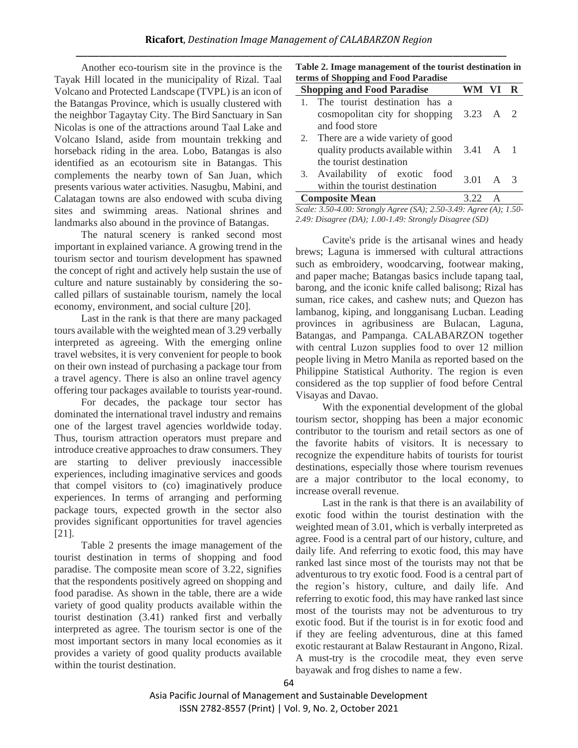Another eco-tourism site in the province is the Tayak Hill located in the municipality of Rizal. Taal Volcano and Protected Landscape (TVPL) is an icon of the Batangas Province, which is usually clustered with the neighbor Tagaytay City. The Bird Sanctuary in San Nicolas is one of the attractions around Taal Lake and Volcano Island, aside from mountain trekking and horseback riding in the area. Lobo, Batangas is also identified as an ecotourism site in Batangas. This complements the nearby town of San Juan, which presents various water activities. Nasugbu, Mabini, and Calatagan towns are also endowed with scuba diving sites and swimming areas. National shrines and landmarks also abound in the province of Batangas.

The natural scenery is ranked second most important in explained variance. A growing trend in the tourism sector and tourism development has spawned the concept of right and actively help sustain the use of culture and nature sustainably by considering the so-called pillars of sustainable tourism, namely the local economy, environment, and social culture [20].

Last in the rank is that there are many packaged tours available with the weighted mean of 3.29 verbally interpreted as agreeing. With the emerging online travel websites, it is very convenient for people to book on their own instead of purchasing a package tour from a travel agency. There is also an online travel agency offering tour packages available to tourists year-round.

For decades, the package tour sector has dominated the international travel industry and remains one of the largest travel agencies worldwide today. Thus, tourism attraction operators must prepare and introduce creative approaches to draw consumers. They are starting to deliver previously inaccessible experiences, including imaginative services and goods that compel visitors to (co) imaginatively produce experiences. In terms of arranging and performing package tours, expected growth in the sector also provides significant opportunities for travel agencies [21].

Table 2 presents the image management of the tourist destination in terms of shopping and food paradise. The composite mean score of 3.22, signifies that the respondents positively agreed on shopping and food paradise. As shown in the table, there are a wide variety of good quality products available within the tourist destination (3.41) ranked first and verbally interpreted as agree. The tourism sector is one of the most important sectors in many local economies as it provides a variety of good quality products available within the tourist destination.

**Table 2. Image management of the tourist destination in terms of Shopping and Food Paradise**

| Shopping and Food Paradise | WM | VI | R |
|---|---|---|---|
| 1. The tourist destination has a cosmopolitan city for shopping and food store | 3.23 | A | 2 |
| 2. There are a wide variety of good quality products available within the tourist destination | 3.41 | A | 1 |
| 3. Availability of exotic food within the tourist destination | 3.01 | A | 3 |
| **Composite Mean** | 3.22 | A | |

*Scale: 3.50-4.00: Strongly Agree (SA); 2.50-3.49: Agree (A); 1.50-2.49: Disagree (DA); 1.00-1.49: Strongly Disagree (SD)*

Cavite's pride is the artisanal wines and heady brews; Laguna is immersed with cultural attractions such as embroidery, woodcarving, footwear making, and paper mache; Batangas basics include tapang taal, barong, and the iconic knife called balisong; Rizal has suman, rice cakes, and cashew nuts; and Quezon has lambanog, kiping, and longganisang Lucban. Leading provinces in agribusiness are Bulacan, Laguna, Batangas, and Pampanga. CALABARZON together with central Luzon supplies food to over 12 million people living in Metro Manila as reported based on the Philippine Statistical Authority. The region is even considered as the top supplier of food before Central Visayas and Davao.

With the exponential development of the global tourism sector, shopping has been a major economic contributor to the tourism and retail sectors as one of the favorite habits of visitors. It is necessary to recognize the expenditure habits of tourists for tourist destinations, especially those where tourism revenues are a major contributor to the local economy, to increase overall revenue.

Last in the rank is that there is an availability of exotic food within the tourist destination with the weighted mean of 3.01, which is verbally interpreted as agree. Food is a central part of our history, culture, and daily life. And referring to exotic food, this may have ranked last since most of the tourists may not that be adventurous to try exotic food. Food is a central part of the region's history, culture, and daily life. And referring to exotic food, this may have ranked last since most of the tourists may not be adventurous to try exotic food. But if the tourist is in for exotic food and if they are feeling adventurous, dine at this famed exotic restaurant at Balaw Restaurant in Angono, Rizal. A must-try is the crocodile meat, they even serve bayawak and frog dishes to name a few.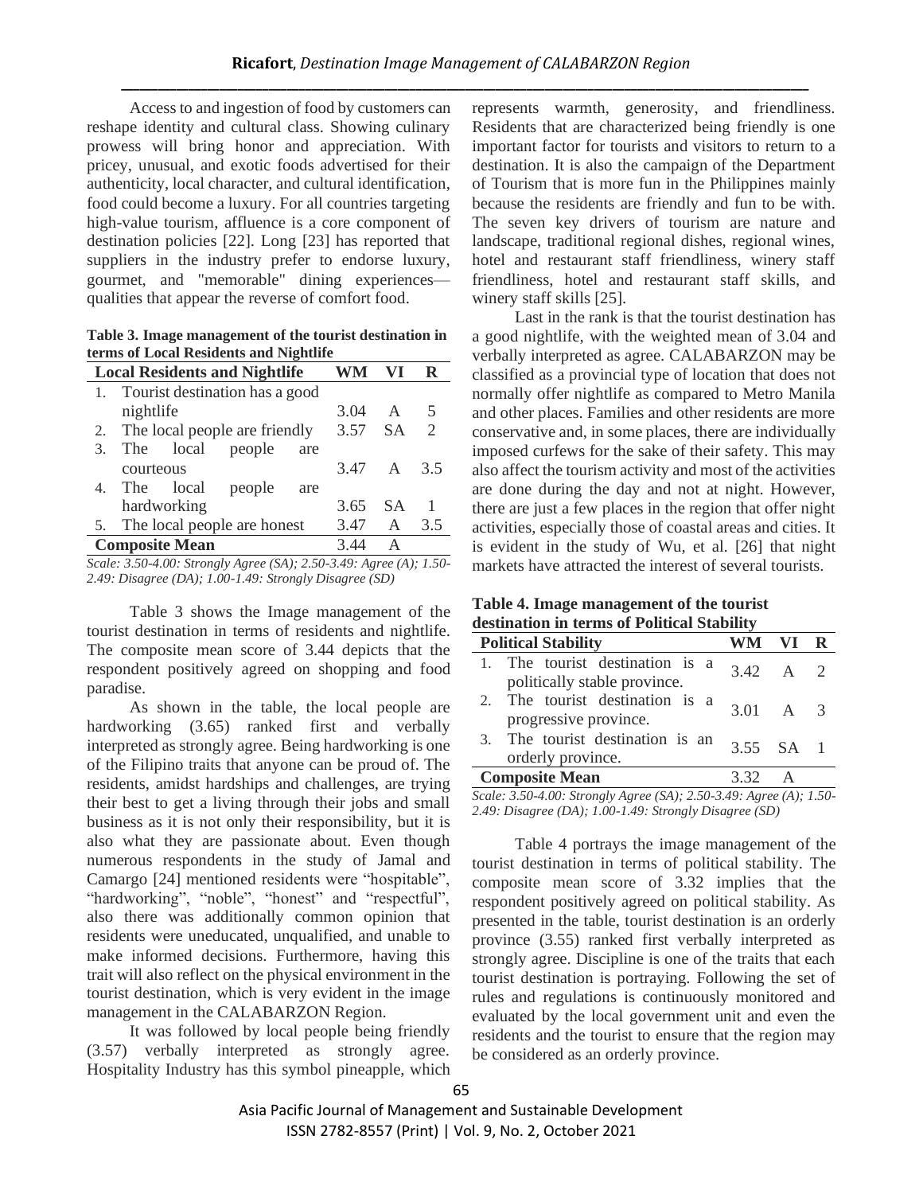Access to and ingestion of food by customers can reshape identity and cultural class. Showing culinary prowess will bring honor and appreciation. With pricey, unusual, and exotic foods advertised for their authenticity, local character, and cultural identification, food could become a luxury. For all countries targeting high-value tourism, affluence is a core component of destination policies [22]. Long [23] has reported that suppliers in the industry prefer to endorse luxury, gourmet, and "memorable" dining experiences—qualities that appear the reverse of comfort food.

**Table 3. Image management of the tourist destination in terms of Local Residents and Nightlife**

| Local Residents and Nightlife | WM | VI | R |
|---|---|---|---|
| 1. Tourist destination has a good nightlife | 3.04 | A | 5 |
| 2. The local people are friendly | 3.57 | SA | 2 |
| 3. The local people are courteous | 3.47 | A | 3.5 |
| 4. The local people are hardworking | 3.65 | SA | 1 |
| 5. The local people are honest | 3.47 | A | 3.5 |
| **Composite Mean** | 3.44 | A | |

*Scale: 3.50-4.00: Strongly Agree (SA); 2.50-3.49: Agree (A); 1.50-2.49: Disagree (DA); 1.00-1.49: Strongly Disagree (SD)*

Table 3 shows the Image management of the tourist destination in terms of residents and nightlife. The composite mean score of 3.44 depicts that the respondent positively agreed on shopping and food paradise.

As shown in the table, the local people are hardworking (3.65) ranked first and verbally interpreted as strongly agree. Being hardworking is one of the Filipino traits that anyone can be proud of. The residents, amidst hardships and challenges, are trying their best to get a living through their jobs and small business as it is not only their responsibility, but it is also what they are passionate about. Even though numerous respondents in the study of Jamal and Camargo [24] mentioned residents were "hospitable", "hardworking", "noble", "honest" and "respectful", also there was additionally common opinion that residents were uneducated, unqualified, and unable to make informed decisions. Furthermore, having this trait will also reflect on the physical environment in the tourist destination, which is very evident in the image management in the CALABARZON Region.

It was followed by local people being friendly (3.57) verbally interpreted as strongly agree. Hospitality Industry has this symbol pineapple, which represents warmth, generosity, and friendliness. Residents that are characterized being friendly is one important factor for tourists and visitors to return to a destination. It is also the campaign of the Department of Tourism that is more fun in the Philippines mainly because the residents are friendly and fun to be with. The seven key drivers of tourism are nature and landscape, traditional regional dishes, regional wines, hotel and restaurant staff friendliness, winery staff friendliness, hotel and restaurant staff skills, and winery staff skills [25].

Last in the rank is that the tourist destination has a good nightlife, with the weighted mean of 3.04 and verbally interpreted as agree. CALABARZON may be classified as a provincial type of location that does not normally offer nightlife as compared to Metro Manila and other places. Families and other residents are more conservative and, in some places, there are individually imposed curfews for the sake of their safety. This may also affect the tourism activity and most of the activities are done during the day and not at night. However, there are just a few places in the region that offer night activities, especially those of coastal areas and cities. It is evident in the study of Wu, et al. [26] that night markets have attracted the interest of several tourists.

**Table 4. Image management of the tourist destination in terms of Political Stability**

| Political Stability | WM | VI | R |
|---|---|---|---|
| 1. The tourist destination is a politically stable province. | 3.42 | A | 2 |
| 2. The tourist destination is a progressive province. | 3.01 | A | 3 |
| 3. The tourist destination is an orderly province. | 3.55 | SA | 1 |
| **Composite Mean** | 3.32 | A | |

*Scale: 3.50-4.00: Strongly Agree (SA); 2.50-3.49: Agree (A); 1.50-2.49: Disagree (DA); 1.00-1.49: Strongly Disagree (SD)*

Table 4 portrays the image management of the tourist destination in terms of political stability. The composite mean score of 3.32 implies that the respondent positively agreed on political stability. As presented in the table, tourist destination is an orderly province (3.55) ranked first verbally interpreted as strongly agree. Discipline is one of the traits that each tourist destination is portraying. Following the set of rules and regulations is continuously monitored and evaluated by the local government unit and even the residents and the tourist to ensure that the region may be considered as an orderly province.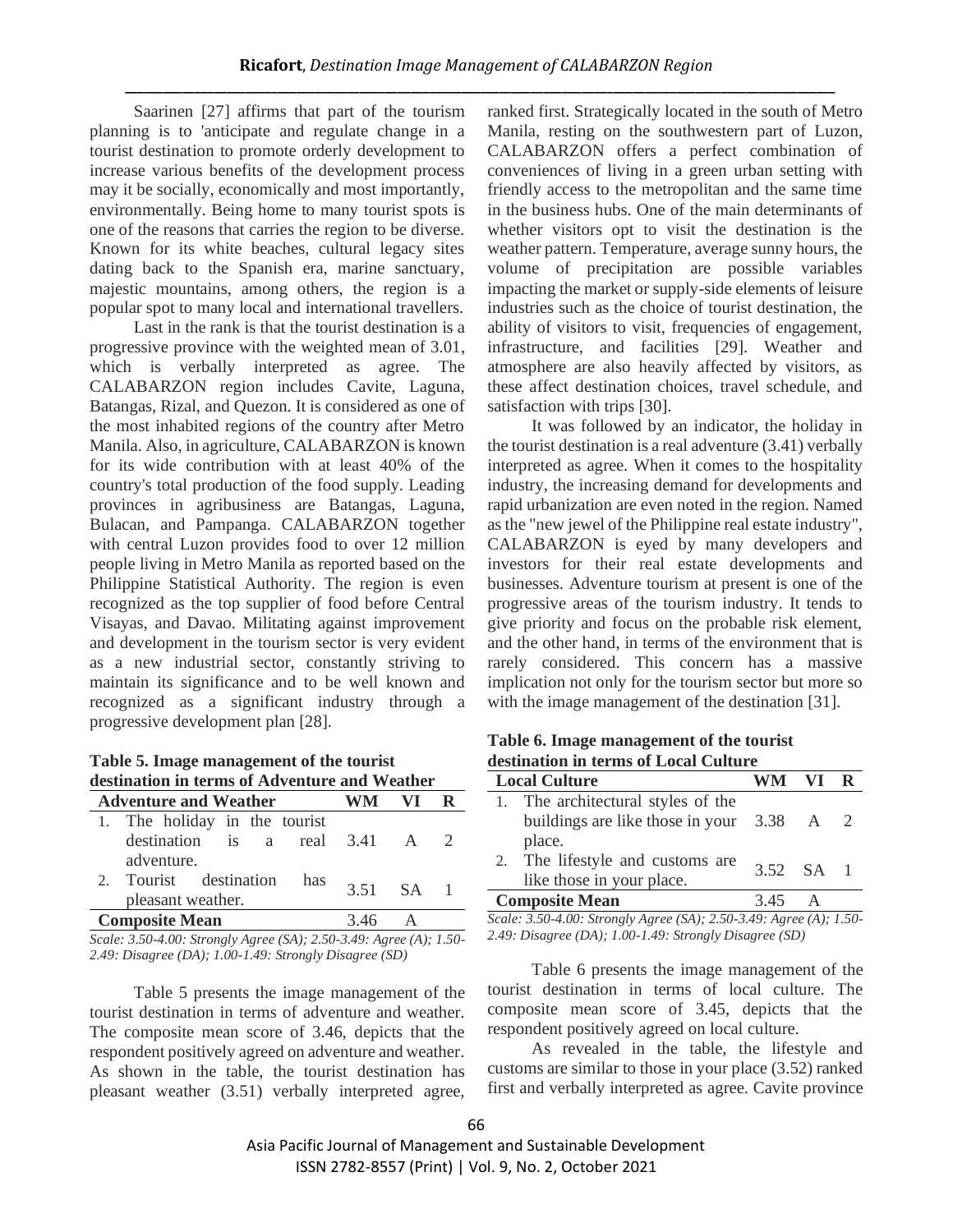Saarinen [27] affirms that part of the tourism planning is to 'anticipate and regulate change in a tourist destination to promote orderly development to increase various benefits of the development process may it be socially, economically and most importantly, environmentally. Being home to many tourist spots is one of the reasons that carries the region to be diverse. Known for its white beaches, cultural legacy sites dating back to the Spanish era, marine sanctuary, majestic mountains, among others, the region is a popular spot to many local and international travellers.

Last in the rank is that the tourist destination is a progressive province with the weighted mean of 3.01, which is verbally interpreted as agree. The CALABARZON region includes Cavite, Laguna, Batangas, Rizal, and Quezon. It is considered as one of the most inhabited regions of the country after Metro Manila. Also, in agriculture, CALABARZON is known for its wide contribution with at least 40% of the country's total production of the food supply. Leading provinces in agribusiness are Batangas, Laguna, Bulacan, and Pampanga. CALABARZON together with central Luzon provides food to over 12 million people living in Metro Manila as reported based on the Philippine Statistical Authority. The region is even recognized as the top supplier of food before Central Visayas, and Davao. Militating against improvement and development in the tourism sector is very evident as a new industrial sector, constantly striving to maintain its significance and to be well known and recognized as a significant industry through a progressive development plan [28].

**Table 5. Image management of the tourist destination in terms of Adventure and Weather**

| Adventure and Weather | WM | VI | R |
|---|---|---|---|
| 1. The holiday in the tourist destination is a real adventure. | 3.41 | A | 2 |
| 2. Tourist destination has pleasant weather. | 3.51 | SA | 1 |
| **Composite Mean** | 3.46 | A | |

*Scale: 3.50-4.00: Strongly Agree (SA); 2.50-3.49: Agree (A); 1.50-2.49: Disagree (DA); 1.00-1.49: Strongly Disagree (SD)*

Table 5 presents the image management of the tourist destination in terms of adventure and weather. The composite mean score of 3.46, depicts that the respondent positively agreed on adventure and weather. As shown in the table, the tourist destination has pleasant weather (3.51) verbally interpreted agree, ranked first. Strategically located in the south of Metro Manila, resting on the southwestern part of Luzon, CALABARZON offers a perfect combination of conveniences of living in a green urban setting with friendly access to the metropolitan and the same time in the business hubs. One of the main determinants of whether visitors opt to visit the destination is the weather pattern. Temperature, average sunny hours, the volume of precipitation are possible variables impacting the market or supply-side elements of leisure industries such as the choice of tourist destination, the ability of visitors to visit, frequencies of engagement, infrastructure, and facilities [29]. Weather and atmosphere are also heavily affected by visitors, as these affect destination choices, travel schedule, and satisfaction with trips [30].

It was followed by an indicator, the holiday in the tourist destination is a real adventure (3.41) verbally interpreted as agree. When it comes to the hospitality industry, the increasing demand for developments and rapid urbanization are even noted in the region. Named as the "new jewel of the Philippine real estate industry", CALABARZON is eyed by many developers and investors for their real estate developments and businesses. Adventure tourism at present is one of the progressive areas of the tourism industry. It tends to give priority and focus on the probable risk element, and the other hand, in terms of the environment that is rarely considered. This concern has a massive implication not only for the tourism sector but more so with the image management of the destination [31].

**Table 6. Image management of the tourist destination in terms of Local Culture**

| Local Culture | WM | VI | R |
|---|---|---|---|
| 1. The architectural styles of the buildings are like those in your place. | 3.38 | A | 2 |
| 2. The lifestyle and customs are like those in your place. | 3.52 | SA | 1 |
| **Composite Mean** | 3.45 | A | |

*Scale: 3.50-4.00: Strongly Agree (SA); 2.50-3.49: Agree (A); 1.50-2.49: Disagree (DA); 1.00-1.49: Strongly Disagree (SD)*

Table 6 presents the image management of the tourist destination in terms of local culture. The composite mean score of 3.45, depicts that the respondent positively agreed on local culture.

As revealed in the table, the lifestyle and customs are similar to those in your place (3.52) ranked first and verbally interpreted as agree. Cavite province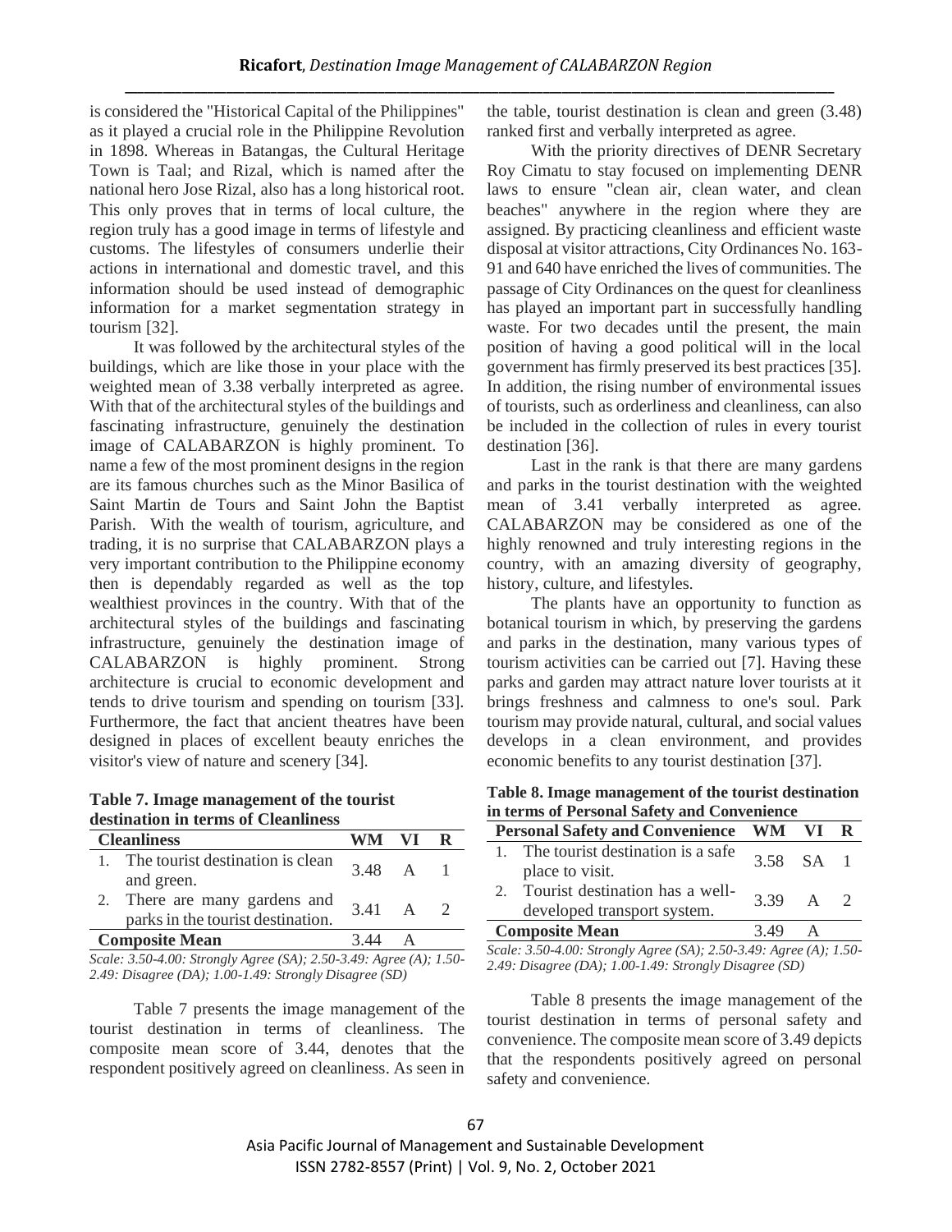is considered the "Historical Capital of the Philippines" as it played a crucial role in the Philippine Revolution in 1898. Whereas in Batangas, the Cultural Heritage Town is Taal; and Rizal, which is named after the national hero Jose Rizal, also has a long historical root. This only proves that in terms of local culture, the region truly has a good image in terms of lifestyle and customs. The lifestyles of consumers underlie their actions in international and domestic travel, and this information should be used instead of demographic information for a market segmentation strategy in tourism [32].

It was followed by the architectural styles of the buildings, which are like those in your place with the weighted mean of 3.38 verbally interpreted as agree. With that of the architectural styles of the buildings and fascinating infrastructure, genuinely the destination image of CALABARZON is highly prominent. To name a few of the most prominent designs in the region are its famous churches such as the Minor Basilica of Saint Martin de Tours and Saint John the Baptist Parish. With the wealth of tourism, agriculture, and trading, it is no surprise that CALABARZON plays a very important contribution to the Philippine economy then is dependably regarded as well as the top wealthiest provinces in the country. With that of the architectural styles of the buildings and fascinating infrastructure, genuinely the destination image of CALABARZON is highly prominent. Strong architecture is crucial to economic development and tends to drive tourism and spending on tourism [33]. Furthermore, the fact that ancient theatres have been designed in places of excellent beauty enriches the visitor's view of nature and scenery [34].

**Table 7. Image management of the tourist destination in terms of Cleanliness**

| Cleanliness | WM | VI | R |
|---|---|---|---|
| 1. The tourist destination is clean and green. | 3.48 | A | 1 |
| 2. There are many gardens and parks in the tourist destination. | 3.41 | A | 2 |
| **Composite Mean** | 3.44 | A | |

*Scale: 3.50-4.00: Strongly Agree (SA); 2.50-3.49: Agree (A); 1.50-2.49: Disagree (DA); 1.00-1.49: Strongly Disagree (SD)*

Table 7 presents the image management of the tourist destination in terms of cleanliness. The composite mean score of 3.44, denotes that the respondent positively agreed on cleanliness. As seen in the table, tourist destination is clean and green (3.48) ranked first and verbally interpreted as agree.

With the priority directives of DENR Secretary Roy Cimatu to stay focused on implementing DENR laws to ensure "clean air, clean water, and clean beaches" anywhere in the region where they are assigned. By practicing cleanliness and efficient waste disposal at visitor attractions, City Ordinances No. 163-91 and 640 have enriched the lives of communities. The passage of City Ordinances on the quest for cleanliness has played an important part in successfully handling waste. For two decades until the present, the main position of having a good political will in the local government has firmly preserved its best practices [35]. In addition, the rising number of environmental issues of tourists, such as orderliness and cleanliness, can also be included in the collection of rules in every tourist destination [36].

Last in the rank is that there are many gardens and parks in the tourist destination with the weighted mean of 3.41 verbally interpreted as agree. CALABARZON may be considered as one of the highly renowned and truly interesting regions in the country, with an amazing diversity of geography, history, culture, and lifestyles.

The plants have an opportunity to function as botanical tourism in which, by preserving the gardens and parks in the destination, many various types of tourism activities can be carried out [7]. Having these parks and garden may attract nature lover tourists at it brings freshness and calmness to one's soul. Park tourism may provide natural, cultural, and social values develops in a clean environment, and provides economic benefits to any tourist destination [37].

**Table 8. Image management of the tourist destination in terms of Personal Safety and Convenience**

| Personal Safety and Convenience | WM | VI | R |
|---|---|---|---|
| 1. The tourist destination is a safe place to visit. | 3.58 | SA | 1 |
| 2. Tourist destination has a well-developed transport system. | 3.39 | A | 2 |
| **Composite Mean** | 3.49 | A | |

*Scale: 3.50-4.00: Strongly Agree (SA); 2.50-3.49: Agree (A); 1.50-2.49: Disagree (DA); 1.00-1.49: Strongly Disagree (SD)*

Table 8 presents the image management of the tourist destination in terms of personal safety and convenience. The composite mean score of 3.49 depicts that the respondents positively agreed on personal safety and convenience.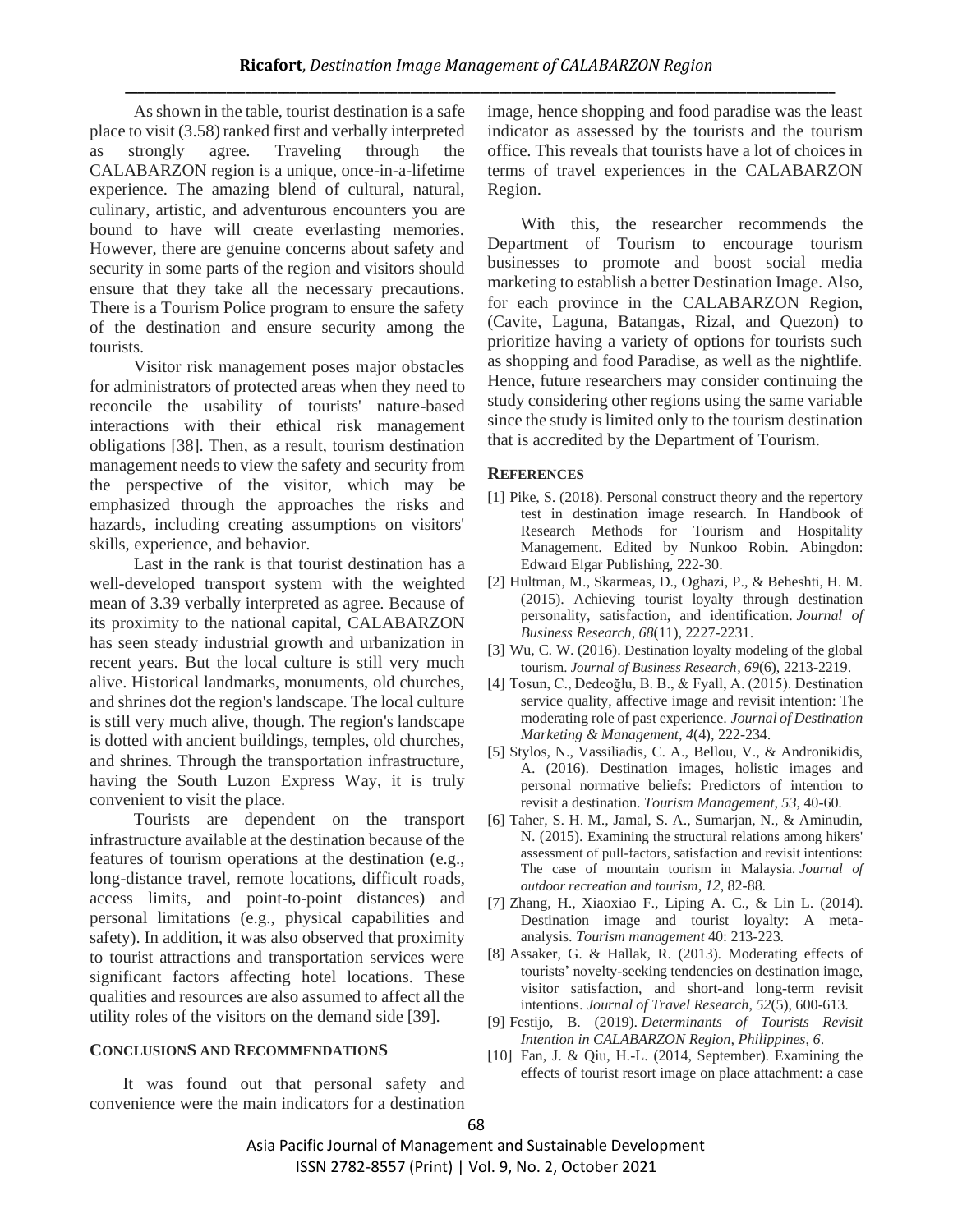As shown in the table, tourist destination is a safe place to visit (3.58) ranked first and verbally interpreted as strongly agree. Traveling through the CALABARZON region is a unique, once-in-a-lifetime experience. The amazing blend of cultural, natural, culinary, artistic, and adventurous encounters you are bound to have will create everlasting memories. However, there are genuine concerns about safety and security in some parts of the region and visitors should ensure that they take all the necessary precautions. There is a Tourism Police program to ensure the safety of the destination and ensure security among the tourists.

Visitor risk management poses major obstacles for administrators of protected areas when they need to reconcile the usability of tourists' nature-based interactions with their ethical risk management obligations [38]. Then, as a result, tourism destination management needs to view the safety and security from the perspective of the visitor, which may be emphasized through the approaches the risks and hazards, including creating assumptions on visitors' skills, experience, and behavior.

Last in the rank is that tourist destination has a well-developed transport system with the weighted mean of 3.39 verbally interpreted as agree. Because of its proximity to the national capital, CALABARZON has seen steady industrial growth and urbanization in recent years. But the local culture is still very much alive. Historical landmarks, monuments, old churches, and shrines dot the region's landscape. The local culture is still very much alive, though. The region's landscape is dotted with ancient buildings, temples, old churches, and shrines. Through the transportation infrastructure, having the South Luzon Express Way, it is truly convenient to visit the place.

Tourists are dependent on the transport infrastructure available at the destination because of the features of tourism operations at the destination (e.g., long-distance travel, remote locations, difficult roads, access limits, and point-to-point distances) and personal limitations (e.g., physical capabilities and safety). In addition, it was also observed that proximity to tourist attractions and transportation services were significant factors affecting hotel locations. These qualities and resources are also assumed to affect all the utility roles of the visitors on the demand side [39].

## CONCLUSIONS AND RECOMMENDATIONS

It was found out that personal safety and convenience were the main indicators for a destination image, hence shopping and food paradise was the least indicator as assessed by the tourists and the tourism office. This reveals that tourists have a lot of choices in terms of travel experiences in the CALABARZON Region.

With this, the researcher recommends the Department of Tourism to encourage tourism businesses to promote and boost social media marketing to establish a better Destination Image. Also, for each province in the CALABARZON Region, (Cavite, Laguna, Batangas, Rizal, and Quezon) to prioritize having a variety of options for tourists such as shopping and food Paradise, as well as the nightlife. Hence, future researchers may consider continuing the study considering other regions using the same variable since the study is limited only to the tourism destination that is accredited by the Department of Tourism.

## REFERENCES

[1] Pike, S. (2018). Personal construct theory and the repertory test in destination image research. In Handbook of Research Methods for Tourism and Hospitality Management. Edited by Nunkoo Robin. Abingdon: Edward Elgar Publishing, 222-30.

[2] Hultman, M., Skarmeas, D., Oghazi, P., & Beheshti, H. M. (2015). Achieving tourist loyalty through destination personality, satisfaction, and identification. *Journal of Business Research*, *68*(11), 2227-2231.

[3] Wu, C. W. (2016). Destination loyalty modeling of the global tourism. *Journal of Business Research*, *69*(6), 2213-2219.

[4] Tosun, C., Dedeoğlu, B. B., & Fyall, A. (2015). Destination service quality, affective image and revisit intention: The moderating role of past experience. *Journal of Destination Marketing & Management*, *4*(4), 222-234.

[5] Stylos, N., Vassiliadis, C. A., Bellou, V., & Andronikidis, A. (2016). Destination images, holistic images and personal normative beliefs: Predictors of intention to revisit a destination. *Tourism Management*, *53*, 40-60.

[6] Taher, S. H. M., Jamal, S. A., Sumarjan, N., & Aminudin, N. (2015). Examining the structural relations among hikers' assessment of pull-factors, satisfaction and revisit intentions: The case of mountain tourism in Malaysia. *Journal of outdoor recreation and tourism*, *12*, 82-88.

[7] Zhang, H., Xiaoxiao F., Liping A. C., & Lin L. (2014). Destination image and tourist loyalty: A meta-analysis. *Tourism management* 40: 213-223.

[8] Assaker, G. & Hallak, R. (2013). Moderating effects of tourists' novelty-seeking tendencies on destination image, visitor satisfaction, and short-and long-term revisit intentions. *Journal of Travel Research*, *52*(5), 600-613.

[9] Festijo, B. (2019). *Determinants of Tourists Revisit Intention in CALABARZON Region, Philippines*, *6*.

[10] Fan, J. & Qiu, H.-L. (2014, September). Examining the effects of tourist resort image on place attachment: a case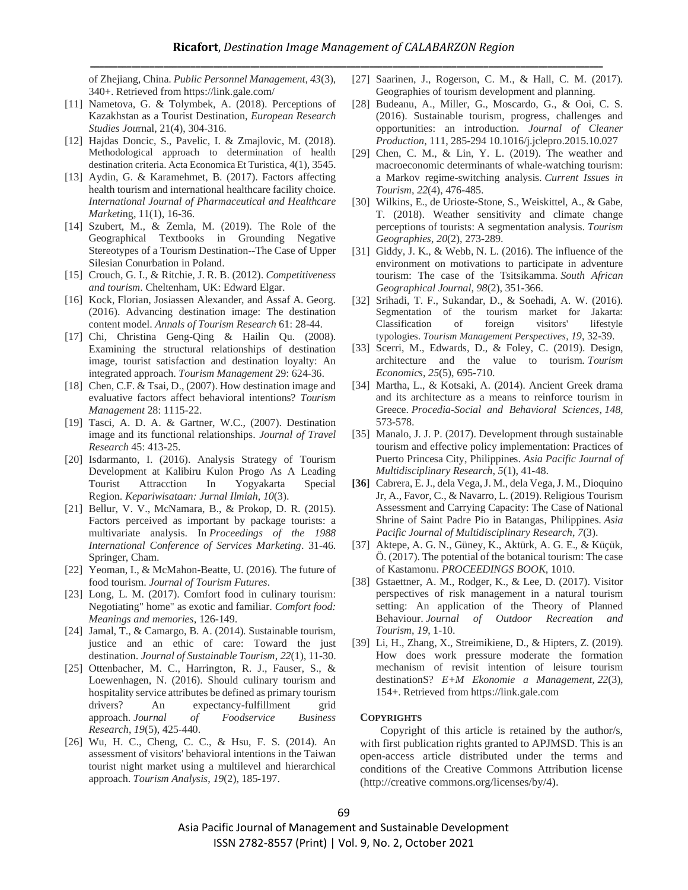of Zhejiang, China. *Public Personnel Management*, *43*(3), 340+. Retrieved from https://link.gale.com/

[11] Nametova, G. & Tolymbek, A. (2018). Perceptions of Kazakhstan as a Tourist Destination, *European Research Studies Jou*rnal, 21(4), 304-316.

[12] Hajdas Doncic, S., Pavelic, I. & Zmajlovic, M. (2018). Methodological approach to determination of health destination criteria. Acta Economica Et Turistica, 4(1), 3545.

[13] Aydin, G. & Karamehmet, B. (2017). Factors affecting health tourism and international healthcare facility choice. *International Journal of Pharmaceutical and Healthcare Market*ing, 11(1), 16-36.

[14] Szubert, M., & Zemla, M. (2019). The Role of the Geographical Textbooks in Grounding Negative Stereotypes of a Tourism Destination--The Case of Upper Silesian Conurbation in Poland.

[15] Crouch, G. I., & Ritchie, J. R. B. (2012). *Competitiveness and tourism*. Cheltenham, UK: Edward Elgar.

[16] Kock, Florian, Josiassen Alexander, and Assaf A. Georg. (2016). Advancing destination image: The destination content model. *Annals of Tourism Research* 61: 28-44.

[17] Chi, Christina Geng-Qing & Hailin Qu. (2008). Examining the structural relationships of destination image, tourist satisfaction and destination loyalty: An integrated approach. *Tourism Management* 29: 624-36.

[18] Chen, C.F. & Tsai, D., (2007). How destination image and evaluative factors affect behavioral intentions? *Tourism Management* 28: 1115-22.

[19] Tasci, A. D. A. & Gartner, W.C., (2007). Destination image and its functional relationships. *Journal of Travel Research* 45: 413-25.

[20] Isdarmanto, I. (2016). Analysis Strategy of Tourism Development at Kalibiru Kulon Progo As A Leading Tourist Attracction In Yogyakarta Special Region. *Kepariwisataan: Jurnal Ilmiah, 10*(3).

[21] Bellur, V. V., McNamara, B., & Prokop, D. R. (2015). Factors perceived as important by package tourists: a multivariate analysis. In *Proceedings of the 1988 International Conference of Services Marketing*. 31-46. Springer, Cham.

[22] Yeoman, I., & McMahon-Beatte, U. (2016). The future of food tourism. *Journal of Tourism Futures*.

[23] Long, L. M. (2017). Comfort food in culinary tourism: Negotiating" home" as exotic and familiar. *Comfort food: Meanings and memories*, 126-149.

[24] Jamal, T., & Camargo, B. A. (2014). Sustainable tourism, justice and an ethic of care: Toward the just destination. *Journal of Sustainable Tourism*, *22*(1), 11-30.

[25] Ottenbacher, M. C., Harrington, R. J., Fauser, S., & Loewenhagen, N. (2016). Should culinary tourism and hospitality service attributes be defined as primary tourism drivers? An expectancy-fulfillment grid approach. *Journal of Foodservice Business Research*, *19*(5), 425-440.

[26] Wu, H. C., Cheng, C. C., & Hsu, F. S. (2014). An assessment of visitors' behavioral intentions in the Taiwan tourist night market using a multilevel and hierarchical approach. *Tourism Analysis*, *19*(2), 185-197.

[27] Saarinen, J., Rogerson, C. M., & Hall, C. M. (2017). Geographies of tourism development and planning.

[28] Budeanu, A., Miller, G., Moscardo, G., & Ooi, C. S. (2016). Sustainable tourism, progress, challenges and opportunities: an introduction. *Journal of Cleaner Production*, 111, 285-294 10.1016/j.jclepro.2015.10.027

[29] Chen, C. M., & Lin, Y. L. (2019). The weather and macroeconomic determinants of whale-watching tourism: a Markov regime-switching analysis. *Current Issues in Tourism*, *22*(4), 476-485.

[30] Wilkins, E., de Urioste-Stone, S., Weiskittel, A., & Gabe, T. (2018). Weather sensitivity and climate change perceptions of tourists: A segmentation analysis. *Tourism Geographies*, *20*(2), 273-289.

[31] Giddy, J. K., & Webb, N. L. (2016). The influence of the environment on motivations to participate in adventure tourism: The case of the Tsitsikamma. *South African Geographical Journal*, *98*(2), 351-366.

[32] Srihadi, T. F., Sukandar, D., & Soehadi, A. W. (2016). Segmentation of the tourism market for Jakarta: Classification of foreign visitors' lifestyle typologies. *Tourism Management Perspectives*, *19*, 32-39.

[33] Scerri, M., Edwards, D., & Foley, C. (2019). Design, architecture and the value to tourism. *Tourism Economics*, *25*(5), 695-710.

[34] Martha, L., & Kotsaki, A. (2014). Ancient Greek drama and its architecture as a means to reinforce tourism in Greece. *Procedia-Social and Behavioral Sciences*, *148*, 573-578.

[35] Manalo, J. J. P. (2017). Development through sustainable tourism and effective policy implementation: Practices of Puerto Princesa City, Philippines. *Asia Pacific Journal of Multidisciplinary Research*, *5*(1), 41-48.

**[36]** Cabrera, E. J., dela Vega, J. M., dela Vega, J. M., Dioquino Jr, A., Favor, C., & Navarro, L. (2019). Religious Tourism Assessment and Carrying Capacity: The Case of National Shrine of Saint Padre Pio in Batangas, Philippines. *Asia Pacific Journal of Multidisciplinary Research*, *7*(3).

[37] Aktepe, A. G. N., Güney, K., Aktürk, A. G. E., & Küçük, Ö. (2017). The potential of the botanical tourism: The case of Kastamonu. *PROCEEDINGS BOOK*, 1010.

[38] Gstaettner, A. M., Rodger, K., & Lee, D. (2017). Visitor perspectives of risk management in a natural tourism setting: An application of the Theory of Planned Behaviour. *Journal of Outdoor Recreation and Tourism*, *19*, 1-10.

[39] Li, H., Zhang, X., Streimikiene, D., & Hipters, Z. (2019). How does work pressure moderate the formation mechanism of revisit intention of leisure tourism destinationS? *E+M Ekonomie a Management*, *22*(3), 154+. Retrieved from https://link.gale.com

#### COPYRIGHTS

Copyright of this article is retained by the author/s, with first publication rights granted to APJMSD. This is an open-access article distributed under the terms and conditions of the Creative Commons Attribution license (http://creative commons.org/licenses/by/4).